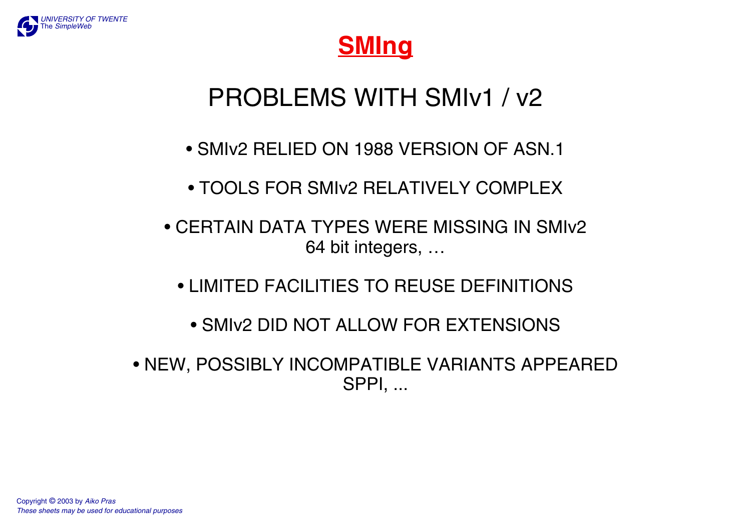# SMIng

## PROBLEMS WITH SMIv1 / v2

- SMIv2 RELIED ON 1988 VERSION OF ASN.1
- TOOLS FOR SMIv2 RELATIVELY COMPLEX
- CERTAIN DATA TYPES WERE MISSING IN SMIv2
  64 bit integers, …
- LIMITED FACILITIES TO REUSE DEFINITIONS
- SMIv2 DID NOT ALLOW FOR EXTENSIONS
- NEW, POSSIBLY INCOMPATIBLE VARIANTS APPEARED
  SPPI, ...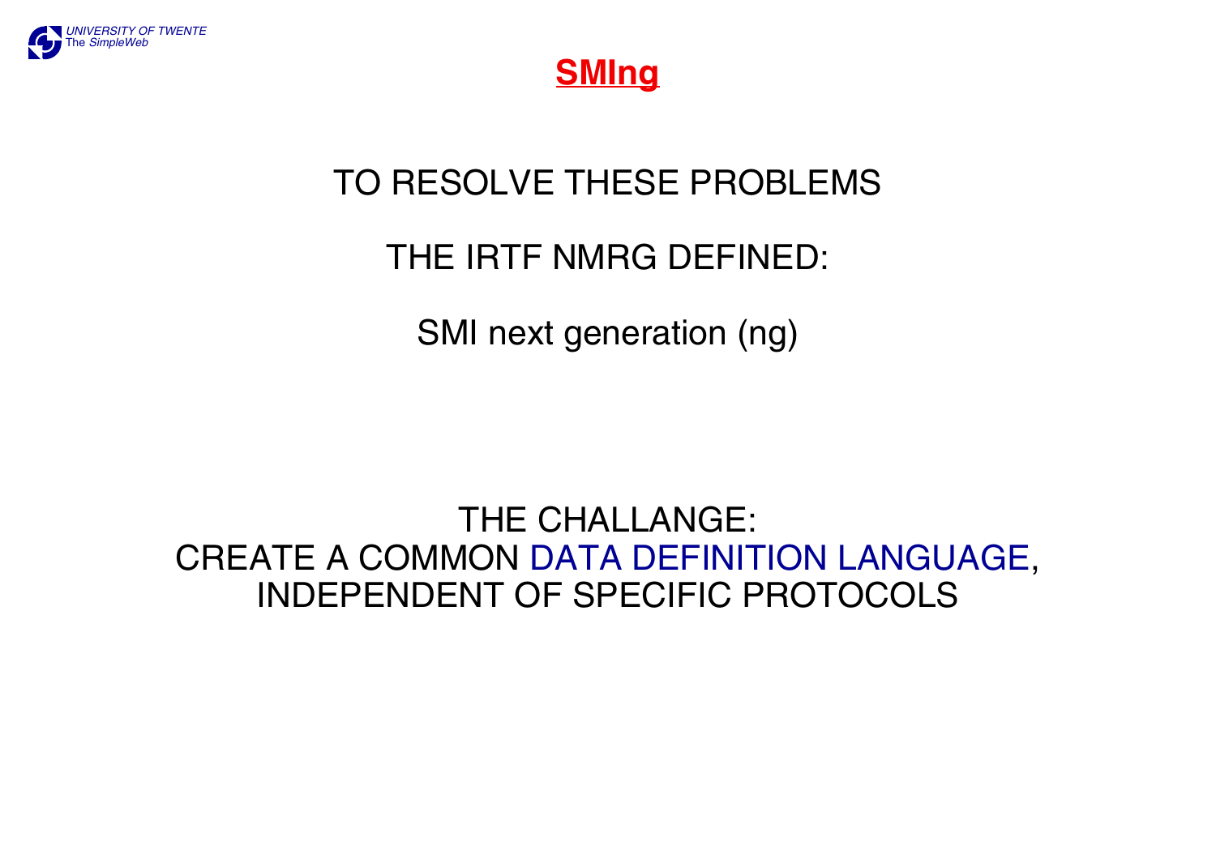# SMIng

TO RESOLVE THESE PROBLEMS

THE IRTF NMRG DEFINED:

SMI next generation (ng)

THE CHALLANGE:
CREATE A COMMON DATA DEFINITION LANGUAGE,
INDEPENDENT OF SPECIFIC PROTOCOLS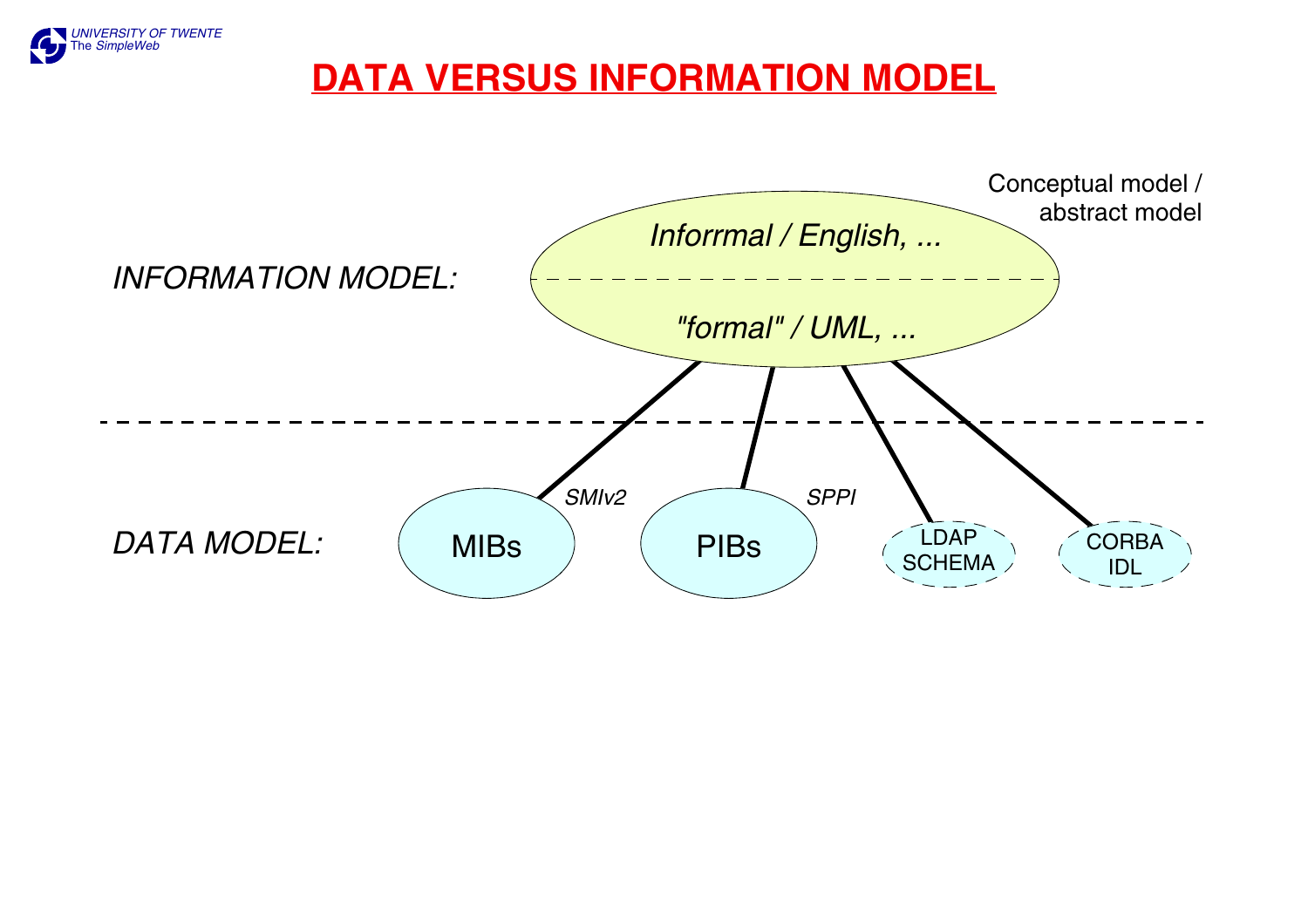# DATA VERSUS INFORMATION MODEL

Conceptual model / abstract model

*INFORMATION MODEL:*

*Inforrmal / English, ...*

*"formal" / UML, ...*

*DATA MODEL:*

MIBs — *SMIv2*

PIBs — *SPPI*

LDAP SCHEMA

CORBA IDL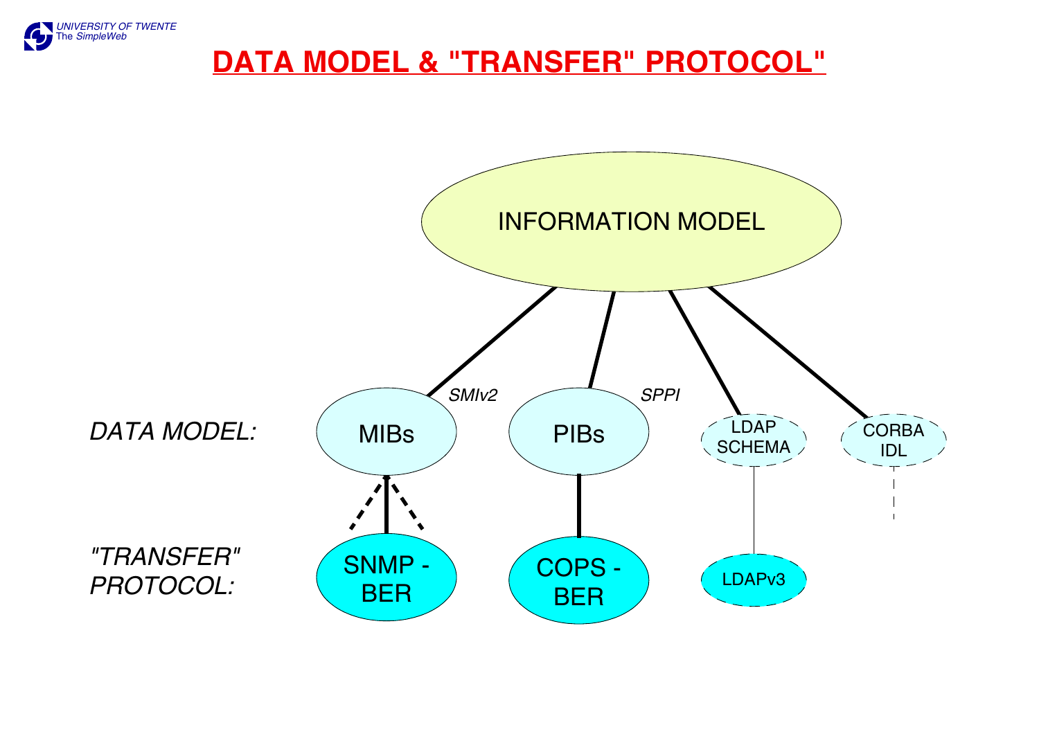# DATA MODEL & "TRANSFER" PROTOCOL

INFORMATION MODEL

*SMIv2*

*SPPI*

*DATA MODEL:*

MIBs

PIBs

LDAP SCHEMA

CORBA IDL

*"TRANSFER" PROTOCOL:*

SNMP - BER

COPS - BER

LDAPv3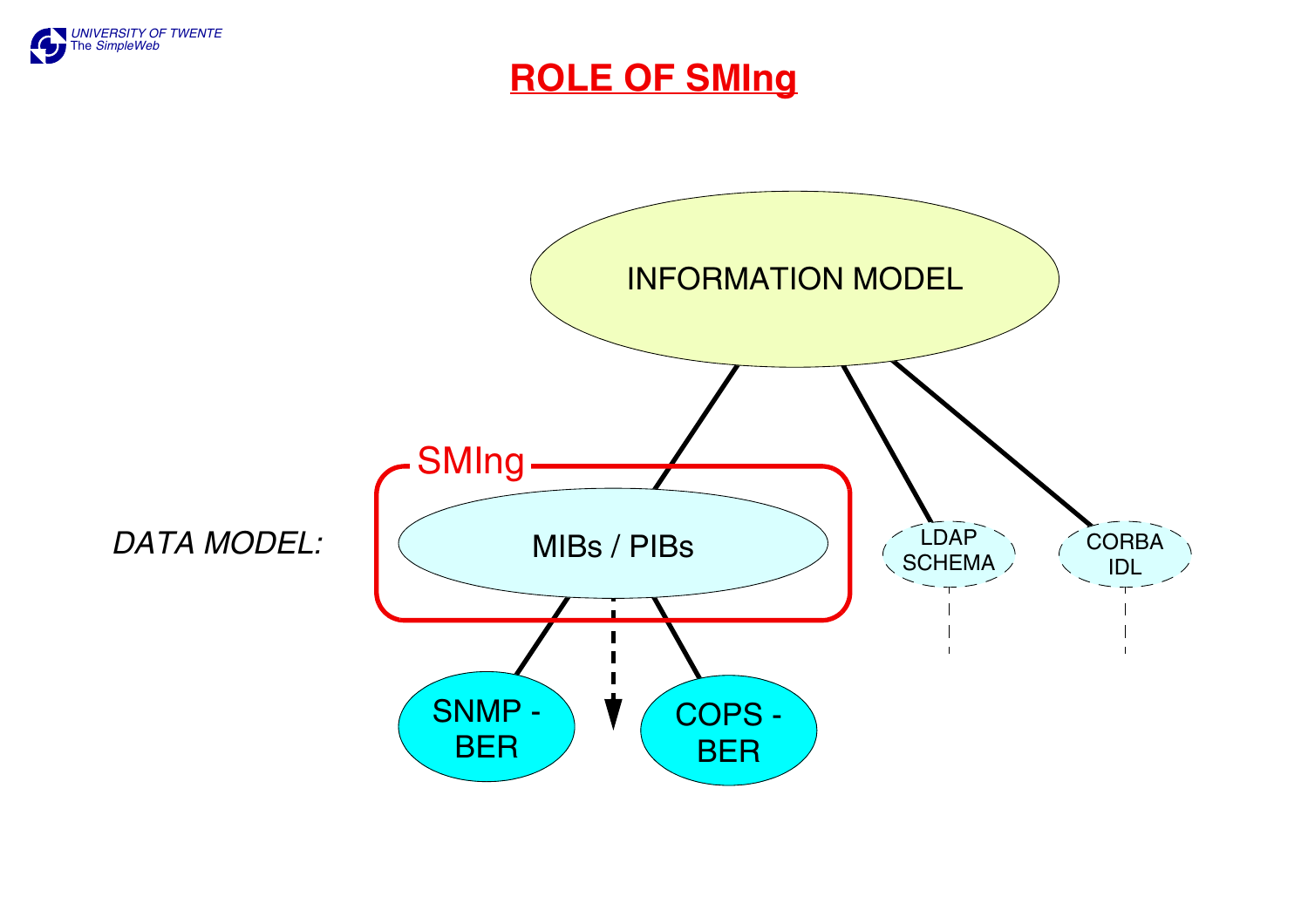# ROLE OF SMIng

INFORMATION MODEL

*DATA MODEL:*

SMIng

MIBs / PIBs

LDAP SCHEMA

CORBA IDL

SNMP - BER

COPS - BER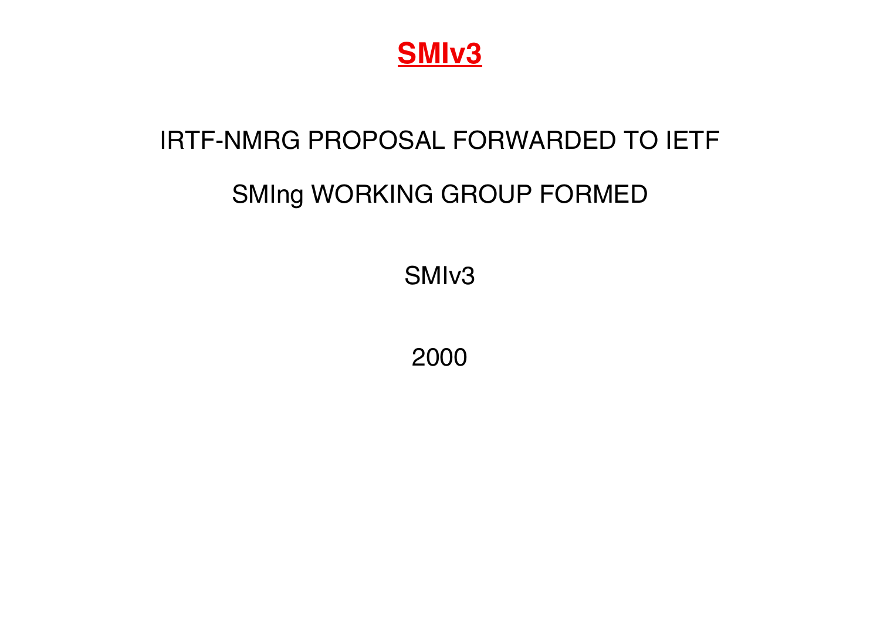# SMIv3

IRTF-NMRG PROPOSAL FORWARDED TO IETF

SMIng WORKING GROUP FORMED

SMIv3

2000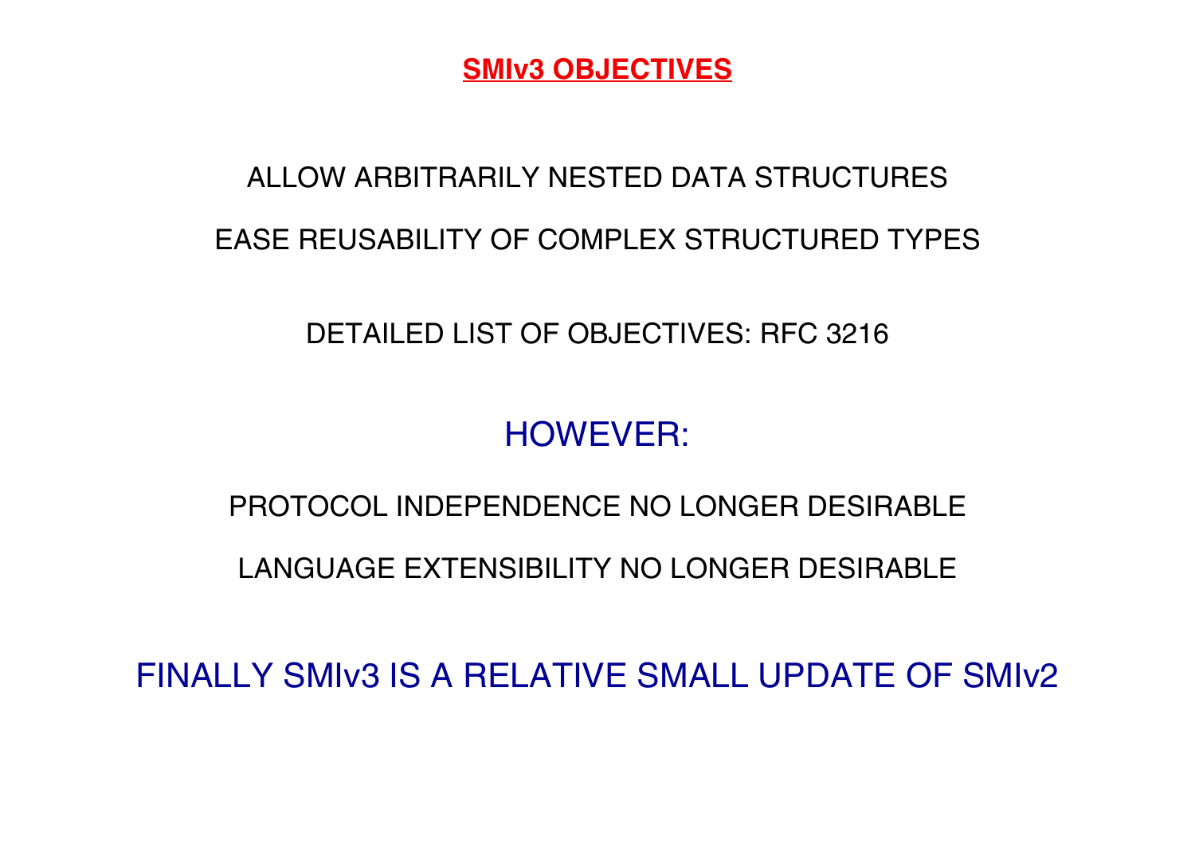# SMIv3 OBJECTIVES

ALLOW ARBITRARILY NESTED DATA STRUCTURES

EASE REUSABILITY OF COMPLEX STRUCTURED TYPES

DETAILED LIST OF OBJECTIVES: RFC 3216

## HOWEVER:

PROTOCOL INDEPENDENCE NO LONGER DESIRABLE

LANGUAGE EXTENSIBILITY NO LONGER DESIRABLE

FINALLY SMIv3 IS A RELATIVE SMALL UPDATE OF SMIv2